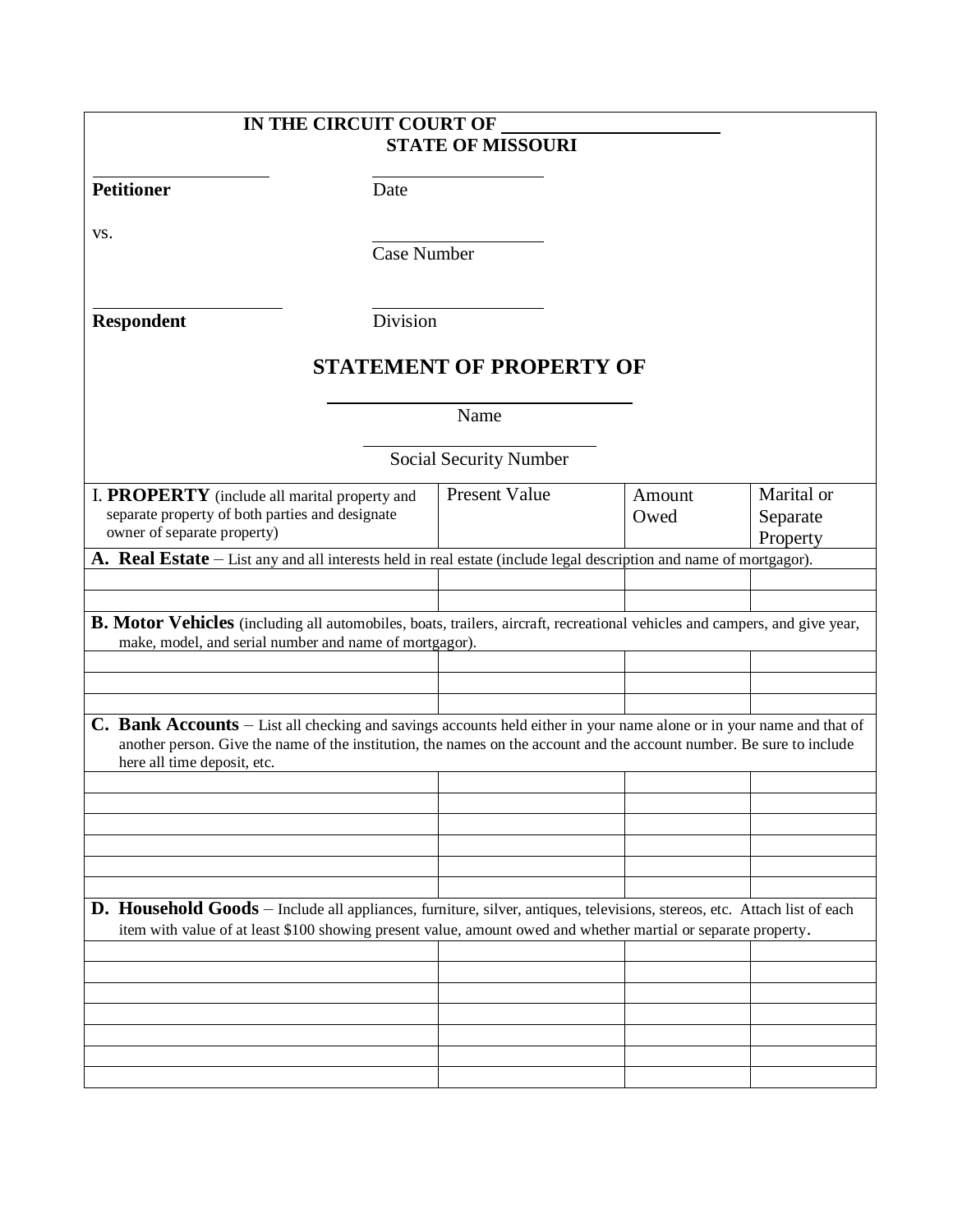**IN THE CIRCUIT COURT OF ______________________**
**STATE OF MISSOURI**

| | |
|---|---|
| ____________________ **Petitioner** | ____________________ Date |
| vs. | ____________________ Case Number |
| ____________________ **Respondent** | ____________________ Division |

## STATEMENT OF PROPERTY OF

______________________________
Name

______________________________
Social Security Number

| I. **PROPERTY** (include all marital property and separate property of both parties and designate owner of separate property) | Present Value | Amount Owed | Marital or Separate Property |
|---|---|---|---|
| **A. Real Estate** – List any and all interests held in real estate (include legal description and name of mortgagor). | | | |
| | | | |
| | | | |
| **B. Motor Vehicles** (including all automobiles, boats, trailers, aircraft, recreational vehicles and campers, and give year, make, model, and serial number and name of mortgagor). | | | |
| | | | |
| | | | |
| | | | |
| **C. Bank Accounts** – List all checking and savings accounts held either in your name alone or in your name and that of another person. Give the name of the institution, the names on the account and the account number. Be sure to include here all time deposit, etc. | | | |
| | | | |
| | | | |
| | | | |
| | | | |
| | | | |
| | | | |
| **D. Household Goods** – Include all appliances, furniture, silver, antiques, televisions, stereos, etc. Attach list of each item with value of at least $100 showing present value, amount owed and whether martial or separate property. | | | |
| | | | |
| | | | |
| | | | |
| | | | |
| | | | |
| | | | |
| | | | |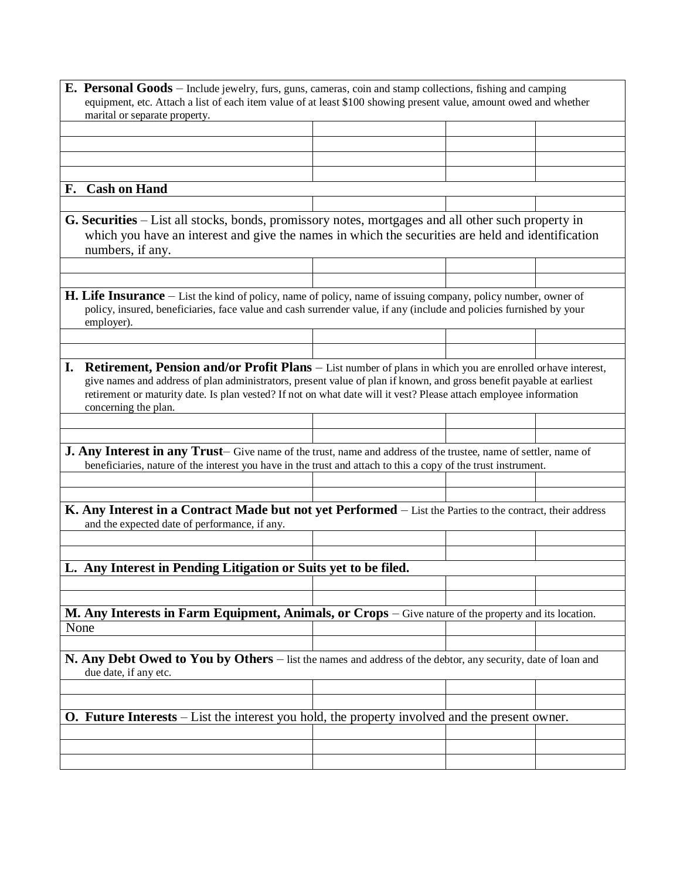| **E. Personal Goods** – Include jewelry, furs, guns, cameras, coin and stamp collections, fishing and camping equipment, etc. Attach a list of each item value of at least $100 showing present value, amount owed and whether marital or separate property. | | | |
|---|---|---|---|
| | | | |
| | | | |
| | | | |
| | | | |
| **F. Cash on Hand** | | | |
| | | | |
| **G. Securities** – List all stocks, bonds, promissory notes, mortgages and all other such property in which you have an interest and give the names in which the securities are held and identification numbers, if any. | | | |
| | | | |
| | | | |
| **H. Life Insurance** – List the kind of policy, name of policy, name of issuing company, policy number, owner of policy, insured, beneficiaries, face value and cash surrender value, if any (include and policies furnished by your employer). | | | |
| | | | |
| | | | |
| **I. Retirement, Pension and/or Profit Plans** – List number of plans in which you are enrolled or have interest, give names and address of plan administrators, present value of plan if known, and gross benefit payable at earliest retirement or maturity date. Is plan vested? If not on what date will it vest? Please attach employee information concerning the plan. | | | |
| | | | |
| | | | |
| **J. Any Interest in any Trust**– Give name of the trust, name and address of the trustee, name of settler, name of beneficiaries, nature of the interest you have in the trust and attach to this a copy of the trust instrument. | | | |
| | | | |
| | | | |
| **K. Any Interest in a Contract Made but not yet Performed** – List the Parties to the contract, their address and the expected date of performance, if any. | | | |
| | | | |
| | | | |
| **L. Any Interest in Pending Litigation or Suits yet to be filed.** | | | |
| | | | |
| | | | |
| **M. Any Interests in Farm Equipment, Animals, or Crops** – Give nature of the property and its location. | | | |
| None | | | |
| | | | |
| **N. Any Debt Owed to You by Others** – list the names and address of the debtor, any security, date of loan and due date, if any etc. | | | |
| | | | |
| | | | |
| **O. Future Interests** – List the interest you hold, the property involved and the present owner. | | | |
| | | | |
| | | | |
| | | | |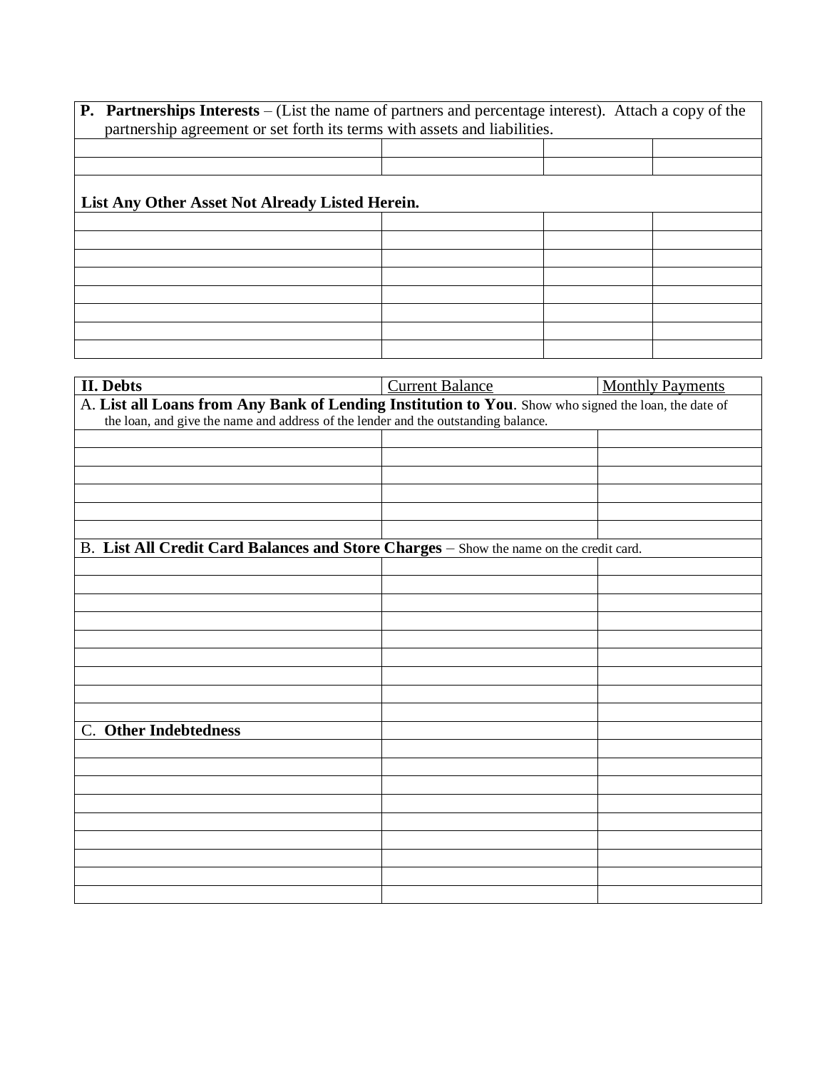| | | | |
|---|---|---|---|
| **P. Partnerships Interests** – (List the name of partners and percentage interest). Attach a copy of the partnership agreement or set forth its terms with assets and liabilities. | | | |
| | | | |
| | | | |
| **List Any Other Asset Not Already Listed Herein.** | | | |
| | | | |
| | | | |
| | | | |
| | | | |
| | | | |
| | | | |
| | | | |
| | | | |

| **II. Debts** | Current Balance | Monthly Payments |
|---|---|---|
| A. **List all Loans from Any Bank of Lending Institution to You**. Show who signed the loan, the date of the loan, and give the name and address of the lender and the outstanding balance. | | |
| | | |
| | | |
| | | |
| | | |
| | | |
| | | |
| B. **List All Credit Card Balances and Store Charges** – Show the name on the credit card. | | |
| | | |
| | | |
| | | |
| | | |
| | | |
| | | |
| | | |
| | | |
| | | |
| C. **Other Indebtedness** | | |
| | | |
| | | |
| | | |
| | | |
| | | |
| | | |
| | | |
| | | |
| | | |